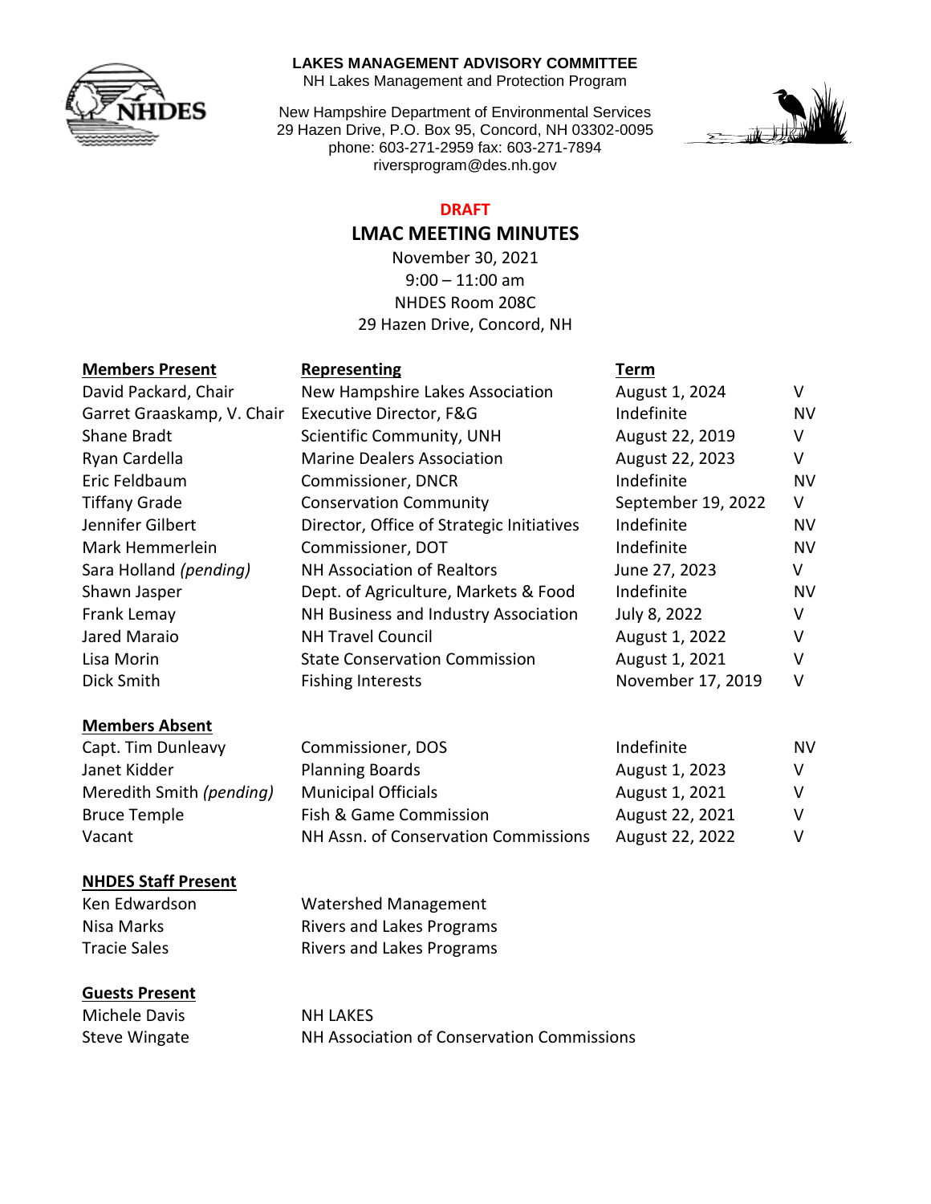**LAKES MANAGEMENT ADVISORY COMMITTEE**
NH Lakes Management and Protection Program

New Hampshire Department of Environmental Services
29 Hazen Drive, P.O. Box 95, Concord, NH 03302-0095
phone: 603-271-2959 fax: 603-271-7894
riversprogram@des.nh.gov

**DRAFT**

# LMAC MEETING MINUTES

November 30, 2021
9:00 – 11:00 am
NHDES Room 208C
29 Hazen Drive, Concord, NH

| **Members Present** | **Representing** | **Term** | |
|---|---|---|---|
| David Packard, Chair | New Hampshire Lakes Association | August 1, 2024 | V |
| Garret Graaskamp, V. Chair | Executive Director, F&G | Indefinite | NV |
| Shane Bradt | Scientific Community, UNH | August 22, 2019 | V |
| Ryan Cardella | Marine Dealers Association | August 22, 2023 | V |
| Eric Feldbaum | Commissioner, DNCR | Indefinite | NV |
| Tiffany Grade | Conservation Community | September 19, 2022 | V |
| Jennifer Gilbert | Director, Office of Strategic Initiatives | Indefinite | NV |
| Mark Hemmerlein | Commissioner, DOT | Indefinite | NV |
| Sara Holland *(pending)* | NH Association of Realtors | June 27, 2023 | V |
| Shawn Jasper | Dept. of Agriculture, Markets & Food | Indefinite | NV |
| Frank Lemay | NH Business and Industry Association | July 8, 2022 | V |
| Jared Maraio | NH Travel Council | August 1, 2022 | V |
| Lisa Morin | State Conservation Commission | August 1, 2021 | V |
| Dick Smith | Fishing Interests | November 17, 2019 | V |

| **Members Absent** | | | |
|---|---|---|---|
| Capt. Tim Dunleavy | Commissioner, DOS | Indefinite | NV |
| Janet Kidder | Planning Boards | August 1, 2023 | V |
| Meredith Smith *(pending)* | Municipal Officials | August 1, 2021 | V |
| Bruce Temple | Fish & Game Commission | August 22, 2021 | V |
| Vacant | NH Assn. of Conservation Commissions | August 22, 2022 | V |

| **NHDES Staff Present** | |
|---|---|
| Ken Edwardson | Watershed Management |
| Nisa Marks | Rivers and Lakes Programs |
| Tracie Sales | Rivers and Lakes Programs |

| **Guests Present** | |
|---|---|
| Michele Davis | NH LAKES |
| Steve Wingate | NH Association of Conservation Commissions |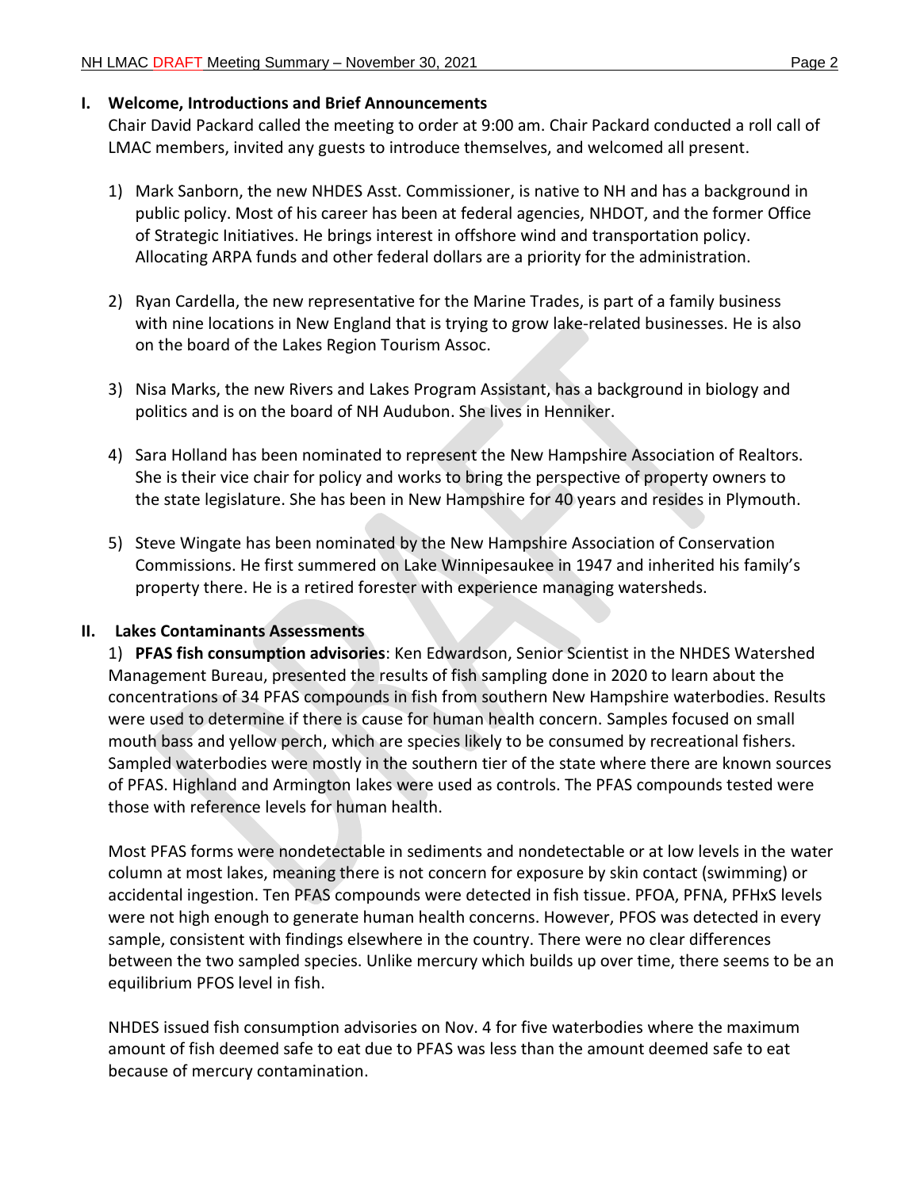## I. Welcome, Introductions and Brief Announcements

Chair David Packard called the meeting to order at 9:00 am. Chair Packard conducted a roll call of LMAC members, invited any guests to introduce themselves, and welcomed all present.

1) Mark Sanborn, the new NHDES Asst. Commissioner, is native to NH and has a background in public policy. Most of his career has been at federal agencies, NHDOT, and the former Office of Strategic Initiatives. He brings interest in offshore wind and transportation policy. Allocating ARPA funds and other federal dollars are a priority for the administration.

2) Ryan Cardella, the new representative for the Marine Trades, is part of a family business with nine locations in New England that is trying to grow lake-related businesses. He is also on the board of the Lakes Region Tourism Assoc.

3) Nisa Marks, the new Rivers and Lakes Program Assistant, has a background in biology and politics and is on the board of NH Audubon. She lives in Henniker.

4) Sara Holland has been nominated to represent the New Hampshire Association of Realtors. She is their vice chair for policy and works to bring the perspective of property owners to the state legislature. She has been in New Hampshire for 40 years and resides in Plymouth.

5) Steve Wingate has been nominated by the New Hampshire Association of Conservation Commissions. He first summered on Lake Winnipesaukee in 1947 and inherited his family's property there. He is a retired forester with experience managing watersheds.

## II. Lakes Contaminants Assessments

1) **PFAS fish consumption advisories**: Ken Edwardson, Senior Scientist in the NHDES Watershed Management Bureau, presented the results of fish sampling done in 2020 to learn about the concentrations of 34 PFAS compounds in fish from southern New Hampshire waterbodies. Results were used to determine if there is cause for human health concern. Samples focused on small mouth bass and yellow perch, which are species likely to be consumed by recreational fishers. Sampled waterbodies were mostly in the southern tier of the state where there are known sources of PFAS. Highland and Armington lakes were used as controls. The PFAS compounds tested were those with reference levels for human health.

Most PFAS forms were nondetectable in sediments and nondetectable or at low levels in the water column at most lakes, meaning there is not concern for exposure by skin contact (swimming) or accidental ingestion. Ten PFAS compounds were detected in fish tissue. PFOA, PFNA, PFHxS levels were not high enough to generate human health concerns. However, PFOS was detected in every sample, consistent with findings elsewhere in the country. There were no clear differences between the two sampled species. Unlike mercury which builds up over time, there seems to be an equilibrium PFOS level in fish.

NHDES issued fish consumption advisories on Nov. 4 for five waterbodies where the maximum amount of fish deemed safe to eat due to PFAS was less than the amount deemed safe to eat because of mercury contamination.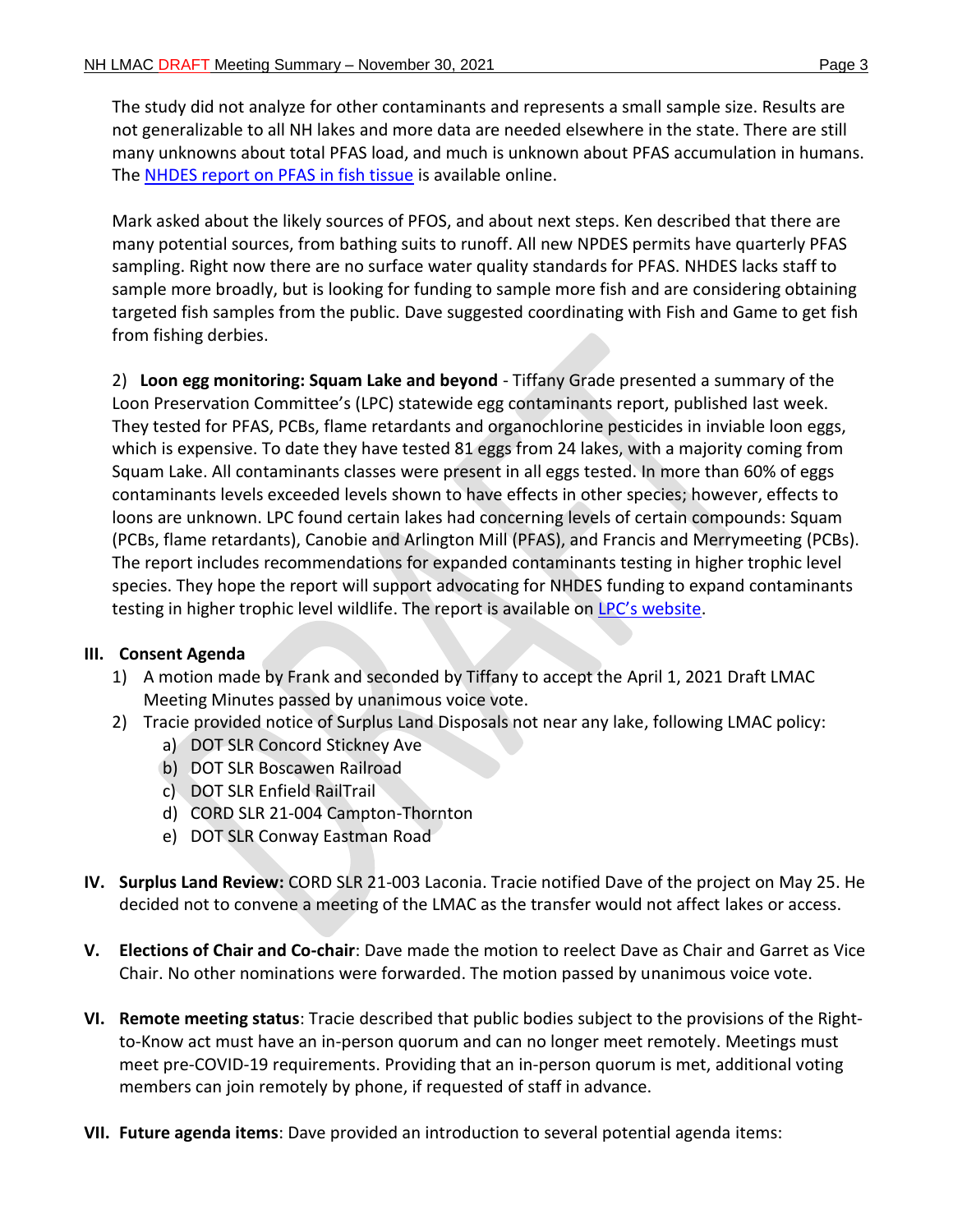The study did not analyze for other contaminants and represents a small sample size. Results are not generalizable to all NH lakes and more data are needed elsewhere in the state. There are still many unknowns about total PFAS load, and much is unknown about PFAS accumulation in humans. The [NHDES report on PFAS in fish tissue]() is available online.

Mark asked about the likely sources of PFOS, and about next steps. Ken described that there are many potential sources, from bathing suits to runoff. All new NPDES permits have quarterly PFAS sampling. Right now there are no surface water quality standards for PFAS. NHDES lacks staff to sample more broadly, but is looking for funding to sample more fish and are considering obtaining targeted fish samples from the public. Dave suggested coordinating with Fish and Game to get fish from fishing derbies.

2) **Loon egg monitoring: Squam Lake and beyond** - Tiffany Grade presented a summary of the Loon Preservation Committee's (LPC) statewide egg contaminants report, published last week. They tested for PFAS, PCBs, flame retardants and organochlorine pesticides in inviable loon eggs, which is expensive. To date they have tested 81 eggs from 24 lakes, with a majority coming from Squam Lake. All contaminants classes were present in all eggs tested. In more than 60% of eggs contaminants levels exceeded levels shown to have effects in other species; however, effects to loons are unknown. LPC found certain lakes had concerning levels of certain compounds: Squam (PCBs, flame retardants), Canobie and Arlington Mill (PFAS), and Francis and Merrymeeting (PCBs). The report includes recommendations for expanded contaminants testing in higher trophic level species. They hope the report will support advocating for NHDES funding to expand contaminants testing in higher trophic level wildlife. The report is available on [LPC's website]().

## III. Consent Agenda

1) A motion made by Frank and seconded by Tiffany to accept the April 1, 2021 Draft LMAC Meeting Minutes passed by unanimous voice vote.
2) Tracie provided notice of Surplus Land Disposals not near any lake, following LMAC policy:
   a) DOT SLR Concord Stickney Ave
   b) DOT SLR Boscawen Railroad
   c) DOT SLR Enfield RailTrail
   d) CORD SLR 21-004 Campton-Thornton
   e) DOT SLR Conway Eastman Road

**IV. Surplus Land Review:** CORD SLR 21-003 Laconia. Tracie notified Dave of the project on May 25. He decided not to convene a meeting of the LMAC as the transfer would not affect lakes or access.

**V. Elections of Chair and Co-chair**: Dave made the motion to reelect Dave as Chair and Garret as Vice Chair. No other nominations were forwarded. The motion passed by unanimous voice vote.

**VI. Remote meeting status**: Tracie described that public bodies subject to the provisions of the Right-to-Know act must have an in-person quorum and can no longer meet remotely. Meetings must meet pre-COVID-19 requirements. Providing that an in-person quorum is met, additional voting members can join remotely by phone, if requested of staff in advance.

**VII. Future agenda items**: Dave provided an introduction to several potential agenda items: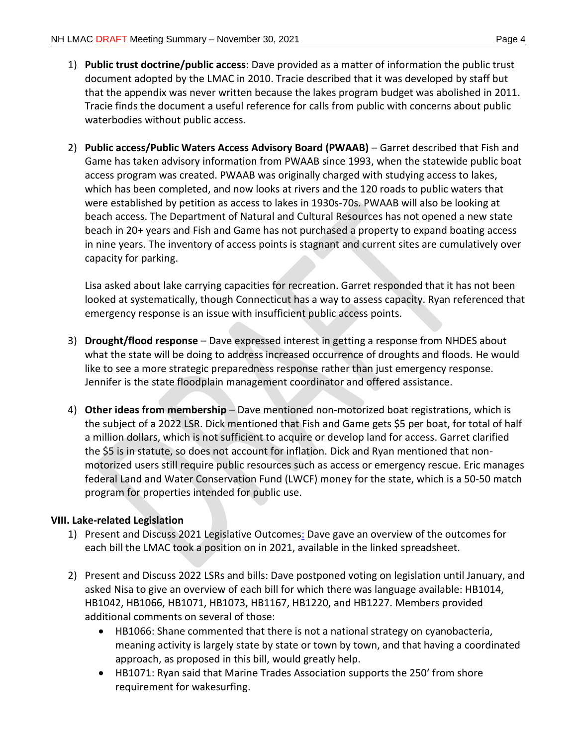1) **Public trust doctrine/public access**: Dave provided as a matter of information the public trust document adopted by the LMAC in 2010. Tracie described that it was developed by staff but that the appendix was never written because the lakes program budget was abolished in 2011. Tracie finds the document a useful reference for calls from public with concerns about public waterbodies without public access.

2) **Public access/Public Waters Access Advisory Board (PWAAB)** – Garret described that Fish and Game has taken advisory information from PWAAB since 1993, when the statewide public boat access program was created. PWAAB was originally charged with studying access to lakes, which has been completed, and now looks at rivers and the 120 roads to public waters that were established by petition as access to lakes in 1930s-70s. PWAAB will also be looking at beach access. The Department of Natural and Cultural Resources has not opened a new state beach in 20+ years and Fish and Game has not purchased a property to expand boating access in nine years. The inventory of access points is stagnant and current sites are cumulatively over capacity for parking.

   Lisa asked about lake carrying capacities for recreation. Garret responded that it has not been looked at systematically, though Connecticut has a way to assess capacity. Ryan referenced that emergency response is an issue with insufficient public access points.

3) **Drought/flood response** – Dave expressed interest in getting a response from NHDES about what the state will be doing to address increased occurrence of droughts and floods. He would like to see a more strategic preparedness response rather than just emergency response. Jennifer is the state floodplain management coordinator and offered assistance.

4) **Other ideas from membership** – Dave mentioned non-motorized boat registrations, which is the subject of a 2022 LSR. Dick mentioned that Fish and Game gets $5 per boat, for total of half a million dollars, which is not sufficient to acquire or develop land for access. Garret clarified the $5 is in statute, so does not account for inflation. Dick and Ryan mentioned that non-motorized users still require public resources such as access or emergency rescue. Eric manages federal Land and Water Conservation Fund (LWCF) money for the state, which is a 50-50 match program for properties intended for public use.

**VIII. Lake-related Legislation**

1) Present and Discuss 2021 Legislative Outcomes: Dave gave an overview of the outcomes for each bill the LMAC took a position on in 2021, available in the linked spreadsheet.

2) Present and Discuss 2022 LSRs and bills: Dave postponed voting on legislation until January, and asked Nisa to give an overview of each bill for which there was language available: HB1014, HB1042, HB1066, HB1071, HB1073, HB1167, HB1220, and HB1227. Members provided additional comments on several of those:
   - HB1066: Shane commented that there is not a national strategy on cyanobacteria, meaning activity is largely state by state or town by town, and that having a coordinated approach, as proposed in this bill, would greatly help.
   - HB1071: Ryan said that Marine Trades Association supports the 250' from shore requirement for wakesurfing.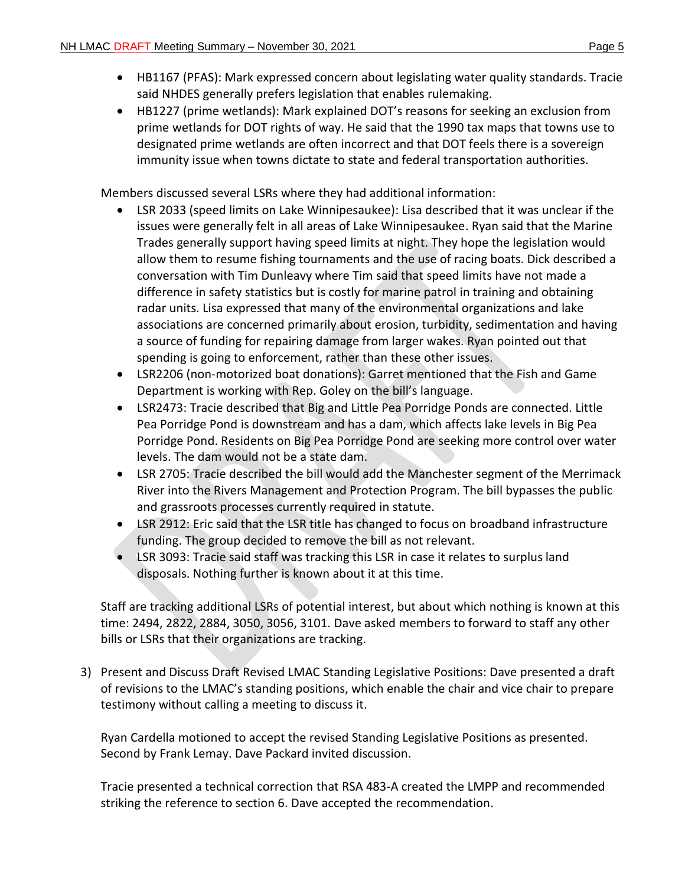- HB1167 (PFAS): Mark expressed concern about legislating water quality standards. Tracie said NHDES generally prefers legislation that enables rulemaking.
- HB1227 (prime wetlands): Mark explained DOT's reasons for seeking an exclusion from prime wetlands for DOT rights of way. He said that the 1990 tax maps that towns use to designated prime wetlands are often incorrect and that DOT feels there is a sovereign immunity issue when towns dictate to state and federal transportation authorities.

Members discussed several LSRs where they had additional information:

- LSR 2033 (speed limits on Lake Winnipesaukee): Lisa described that it was unclear if the issues were generally felt in all areas of Lake Winnipesaukee. Ryan said that the Marine Trades generally support having speed limits at night. They hope the legislation would allow them to resume fishing tournaments and the use of racing boats. Dick described a conversation with Tim Dunleavy where Tim said that speed limits have not made a difference in safety statistics but is costly for marine patrol in training and obtaining radar units. Lisa expressed that many of the environmental organizations and lake associations are concerned primarily about erosion, turbidity, sedimentation and having a source of funding for repairing damage from larger wakes. Ryan pointed out that spending is going to enforcement, rather than these other issues.
- LSR2206 (non-motorized boat donations): Garret mentioned that the Fish and Game Department is working with Rep. Goley on the bill's language.
- LSR2473: Tracie described that Big and Little Pea Porridge Ponds are connected. Little Pea Porridge Pond is downstream and has a dam, which affects lake levels in Big Pea Porridge Pond. Residents on Big Pea Porridge Pond are seeking more control over water levels. The dam would not be a state dam.
- LSR 2705: Tracie described the bill would add the Manchester segment of the Merrimack River into the Rivers Management and Protection Program. The bill bypasses the public and grassroots processes currently required in statute.
- LSR 2912: Eric said that the LSR title has changed to focus on broadband infrastructure funding. The group decided to remove the bill as not relevant.
- LSR 3093: Tracie said staff was tracking this LSR in case it relates to surplus land disposals. Nothing further is known about it at this time.

Staff are tracking additional LSRs of potential interest, but about which nothing is known at this time: 2494, 2822, 2884, 3050, 3056, 3101. Dave asked members to forward to staff any other bills or LSRs that their organizations are tracking.

3) Present and Discuss Draft Revised LMAC Standing Legislative Positions: Dave presented a draft of revisions to the LMAC's standing positions, which enable the chair and vice chair to prepare testimony without calling a meeting to discuss it.

   Ryan Cardella motioned to accept the revised Standing Legislative Positions as presented. Second by Frank Lemay. Dave Packard invited discussion.

   Tracie presented a technical correction that RSA 483-A created the LMPP and recommended striking the reference to section 6. Dave accepted the recommendation.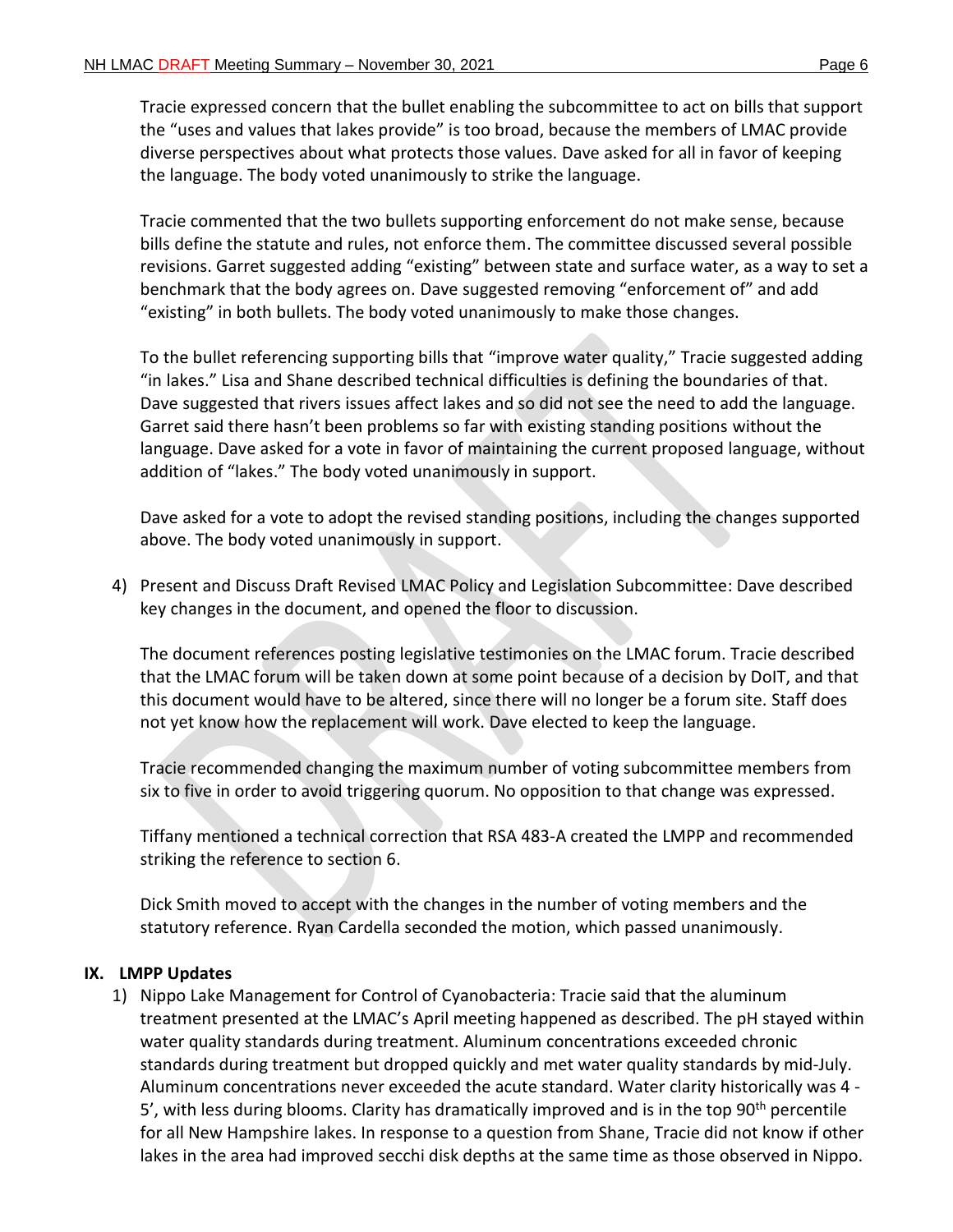Tracie expressed concern that the bullet enabling the subcommittee to act on bills that support the "uses and values that lakes provide" is too broad, because the members of LMAC provide diverse perspectives about what protects those values. Dave asked for all in favor of keeping the language. The body voted unanimously to strike the language.

Tracie commented that the two bullets supporting enforcement do not make sense, because bills define the statute and rules, not enforce them. The committee discussed several possible revisions. Garret suggested adding "existing" between state and surface water, as a way to set a benchmark that the body agrees on. Dave suggested removing "enforcement of" and add "existing" in both bullets. The body voted unanimously to make those changes.

To the bullet referencing supporting bills that "improve water quality," Tracie suggested adding "in lakes." Lisa and Shane described technical difficulties is defining the boundaries of that. Dave suggested that rivers issues affect lakes and so did not see the need to add the language. Garret said there hasn't been problems so far with existing standing positions without the language. Dave asked for a vote in favor of maintaining the current proposed language, without addition of "lakes." The body voted unanimously in support.

Dave asked for a vote to adopt the revised standing positions, including the changes supported above. The body voted unanimously in support.

4) Present and Discuss Draft Revised LMAC Policy and Legislation Subcommittee: Dave described key changes in the document, and opened the floor to discussion.

   The document references posting legislative testimonies on the LMAC forum. Tracie described that the LMAC forum will be taken down at some point because of a decision by DoIT, and that this document would have to be altered, since there will no longer be a forum site. Staff does not yet know how the replacement will work. Dave elected to keep the language.

   Tracie recommended changing the maximum number of voting subcommittee members from six to five in order to avoid triggering quorum. No opposition to that change was expressed.

   Tiffany mentioned a technical correction that RSA 483-A created the LMPP and recommended striking the reference to section 6.

   Dick Smith moved to accept with the changes in the number of voting members and the statutory reference. Ryan Cardella seconded the motion, which passed unanimously.

## IX. LMPP Updates

1) Nippo Lake Management for Control of Cyanobacteria: Tracie said that the aluminum treatment presented at the LMAC's April meeting happened as described. The pH stayed within water quality standards during treatment. Aluminum concentrations exceeded chronic standards during treatment but dropped quickly and met water quality standards by mid-July. Aluminum concentrations never exceeded the acute standard. Water clarity historically was 4 - 5', with less during blooms. Clarity has dramatically improved and is in the top 90th percentile for all New Hampshire lakes. In response to a question from Shane, Tracie did not know if other lakes in the area had improved secchi disk depths at the same time as those observed in Nippo.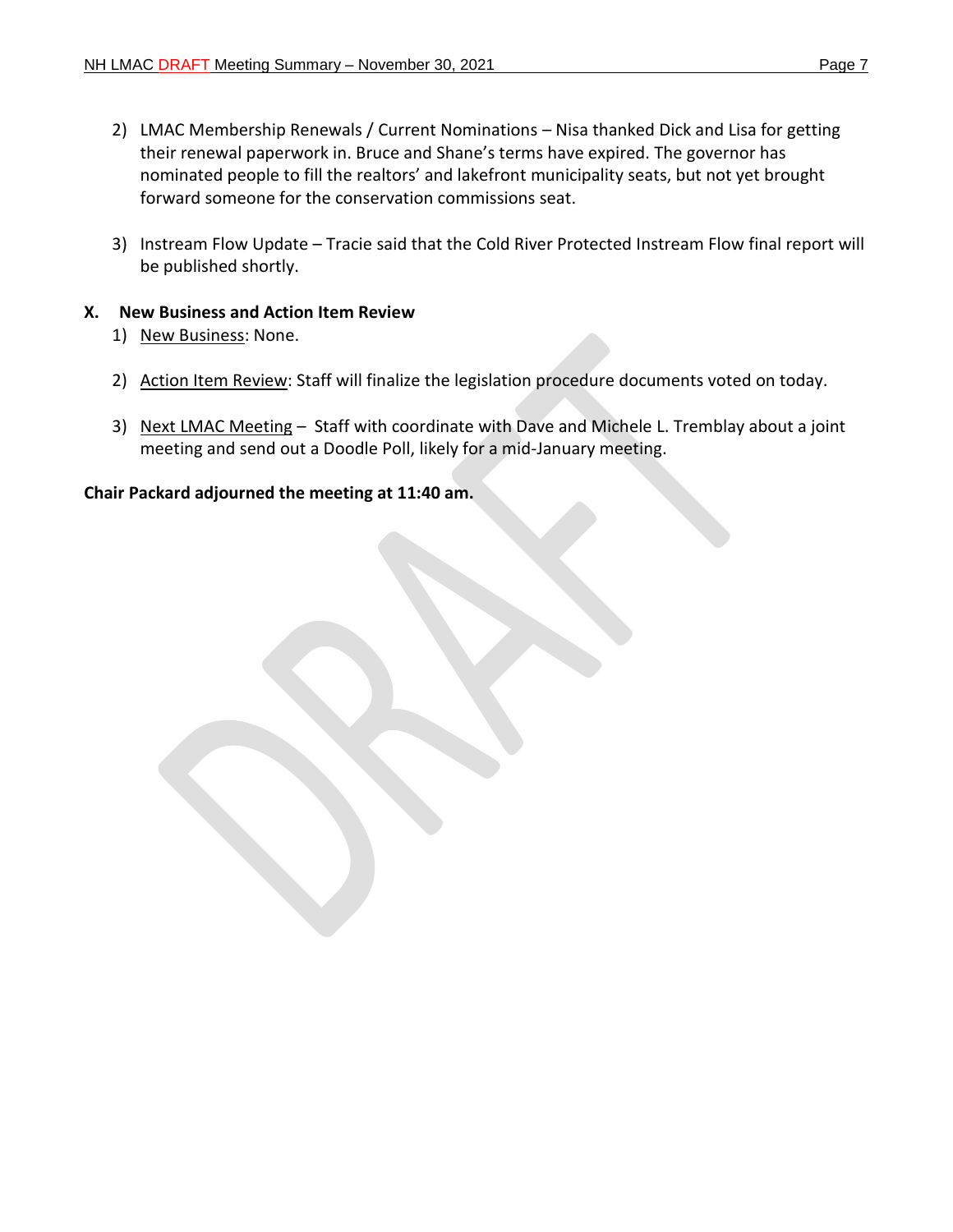2) LMAC Membership Renewals / Current Nominations – Nisa thanked Dick and Lisa for getting their renewal paperwork in. Bruce and Shane's terms have expired. The governor has nominated people to fill the realtors' and lakefront municipality seats, but not yet brought forward someone for the conservation commissions seat.

3) Instream Flow Update – Tracie said that the Cold River Protected Instream Flow final report will be published shortly.

## X. New Business and Action Item Review

1) New Business: None.

2) Action Item Review: Staff will finalize the legislation procedure documents voted on today.

3) Next LMAC Meeting – Staff with coordinate with Dave and Michele L. Tremblay about a joint meeting and send out a Doodle Poll, likely for a mid-January meeting.

**Chair Packard adjourned the meeting at 11:40 am.**